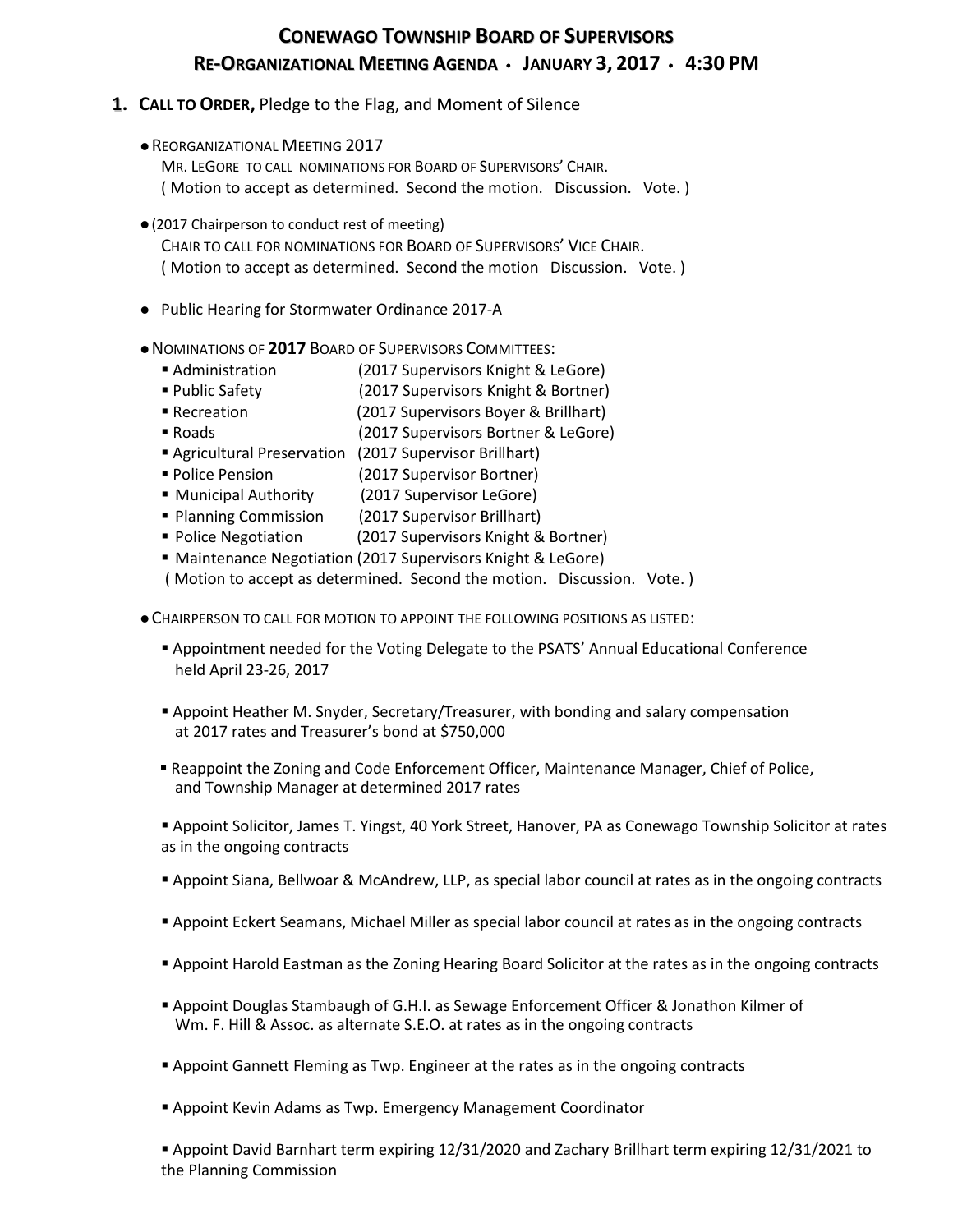# CONEWAGO TOWNSHIP BOARD OF SUPERVISORS

## RE-ORGANIZATIONAL MEETING AGENDA • JANUARY 3, 2017 • 4:30 PM

**1. CALL TO ORDER,** Pledge to the Flag, and Moment of Silence

- REORGANIZATIONAL MEETING 2017
  MR. LEGORE TO CALL NOMINATIONS FOR BOARD OF SUPERVISORS' CHAIR.
  ( Motion to accept as determined. Second the motion. Discussion. Vote. )

- (2017 Chairperson to conduct rest of meeting)
  CHAIR TO CALL FOR NOMINATIONS FOR BOARD OF SUPERVISORS' VICE CHAIR.
  ( Motion to accept as determined. Second the motion Discussion. Vote. )

- Public Hearing for Stormwater Ordinance 2017-A

- NOMINATIONS OF **2017** BOARD OF SUPERVISORS COMMITTEES:
  - Administration (2017 Supervisors Knight & LeGore)
  - Public Safety (2017 Supervisors Knight & Bortner)
  - Recreation (2017 Supervisors Boyer & Brillhart)
  - Roads (2017 Supervisors Bortner & LeGore)
  - Agricultural Preservation (2017 Supervisor Brillhart)
  - Police Pension (2017 Supervisor Bortner)
  - Municipal Authority (2017 Supervisor LeGore)
  - Planning Commission (2017 Supervisor Brillhart)
  - Police Negotiation (2017 Supervisors Knight & Bortner)
  - Maintenance Negotiation (2017 Supervisors Knight & LeGore)

  ( Motion to accept as determined. Second the motion. Discussion. Vote. )

- CHAIRPERSON TO CALL FOR MOTION TO APPOINT THE FOLLOWING POSITIONS AS LISTED:
  - Appointment needed for the Voting Delegate to the PSATS' Annual Educational Conference held April 23-26, 2017
  - Appoint Heather M. Snyder, Secretary/Treasurer, with bonding and salary compensation at 2017 rates and Treasurer's bond at $750,000
  - Reappoint the Zoning and Code Enforcement Officer, Maintenance Manager, Chief of Police, and Township Manager at determined 2017 rates
  - Appoint Solicitor, James T. Yingst, 40 York Street, Hanover, PA as Conewago Township Solicitor at rates as in the ongoing contracts
  - Appoint Siana, Bellwoar & McAndrew, LLP, as special labor council at rates as in the ongoing contracts
  - Appoint Eckert Seamans, Michael Miller as special labor council at rates as in the ongoing contracts
  - Appoint Harold Eastman as the Zoning Hearing Board Solicitor at the rates as in the ongoing contracts
  - Appoint Douglas Stambaugh of G.H.I. as Sewage Enforcement Officer & Jonathon Kilmer of Wm. F. Hill & Assoc. as alternate S.E.O. at rates as in the ongoing contracts
  - Appoint Gannett Fleming as Twp. Engineer at the rates as in the ongoing contracts
  - Appoint Kevin Adams as Twp. Emergency Management Coordinator
  - Appoint David Barnhart term expiring 12/31/2020 and Zachary Brillhart term expiring 12/31/2021 to the Planning Commission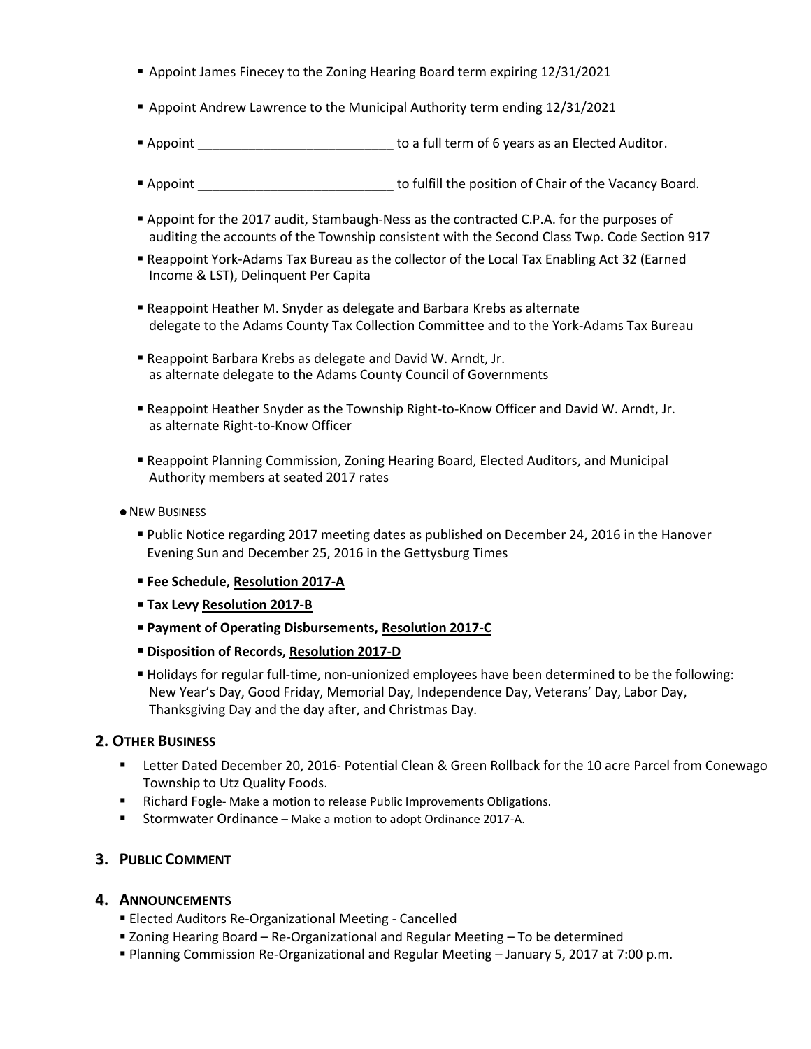- Appoint James Finecey to the Zoning Hearing Board term expiring 12/31/2021
- Appoint Andrew Lawrence to the Municipal Authority term ending 12/31/2021
- Appoint ___________________________ to a full term of 6 years as an Elected Auditor.
- Appoint ___________________________ to fulfill the position of Chair of the Vacancy Board.
- Appoint for the 2017 audit, Stambaugh-Ness as the contracted C.P.A. for the purposes of auditing the accounts of the Township consistent with the Second Class Twp. Code Section 917
- Reappoint York-Adams Tax Bureau as the collector of the Local Tax Enabling Act 32 (Earned Income & LST), Delinquent Per Capita
- Reappoint Heather M. Snyder as delegate and Barbara Krebs as alternate delegate to the Adams County Tax Collection Committee and to the York-Adams Tax Bureau
- Reappoint Barbara Krebs as delegate and David W. Arndt, Jr. as alternate delegate to the Adams County Council of Governments
- Reappoint Heather Snyder as the Township Right-to-Know Officer and David W. Arndt, Jr. as alternate Right-to-Know Officer
- Reappoint Planning Commission, Zoning Hearing Board, Elected Auditors, and Municipal Authority members at seated 2017 rates

- NEW BUSINESS
  - Public Notice regarding 2017 meeting dates as published on December 24, 2016 in the Hanover Evening Sun and December 25, 2016 in the Gettysburg Times
  - **Fee Schedule, <u>Resolution 2017-A</u>**
  - **Tax Levy <u>Resolution 2017-B</u>**
  - **Payment of Operating Disbursements, <u>Resolution 2017-C</u>**
  - **Disposition of Records, <u>Resolution 2017-D</u>**
  - Holidays for regular full-time, non-unionized employees have been determined to be the following: New Year's Day, Good Friday, Memorial Day, Independence Day, Veterans' Day, Labor Day, Thanksgiving Day and the day after, and Christmas Day.

## 2. OTHER BUSINESS

- Letter Dated December 20, 2016- Potential Clean & Green Rollback for the 10 acre Parcel from Conewago Township to Utz Quality Foods.
- Richard Fogle- Make a motion to release Public Improvements Obligations.
- Stormwater Ordinance – Make a motion to adopt Ordinance 2017-A.

## 3. PUBLIC COMMENT

## 4. ANNOUNCEMENTS

- Elected Auditors Re-Organizational Meeting - Cancelled
- Zoning Hearing Board – Re-Organizational and Regular Meeting – To be determined
- Planning Commission Re-Organizational and Regular Meeting – January 5, 2017 at 7:00 p.m.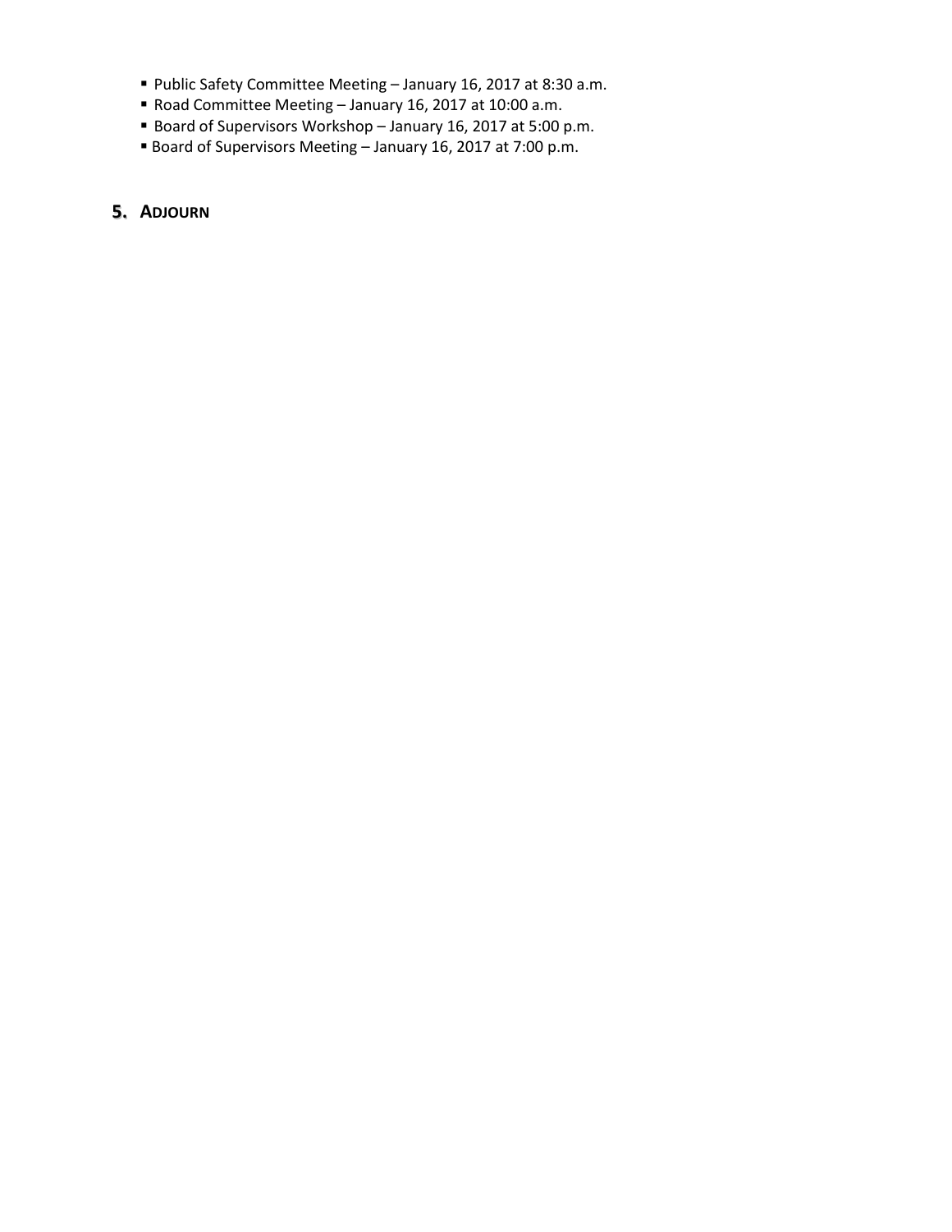- Public Safety Committee Meeting – January 16, 2017 at 8:30 a.m.
- Road Committee Meeting – January 16, 2017 at 10:00 a.m.
- Board of Supervisors Workshop – January 16, 2017 at 5:00 p.m.
- Board of Supervisors Meeting – January 16, 2017 at 7:00 p.m.

## 5. ADJOURN